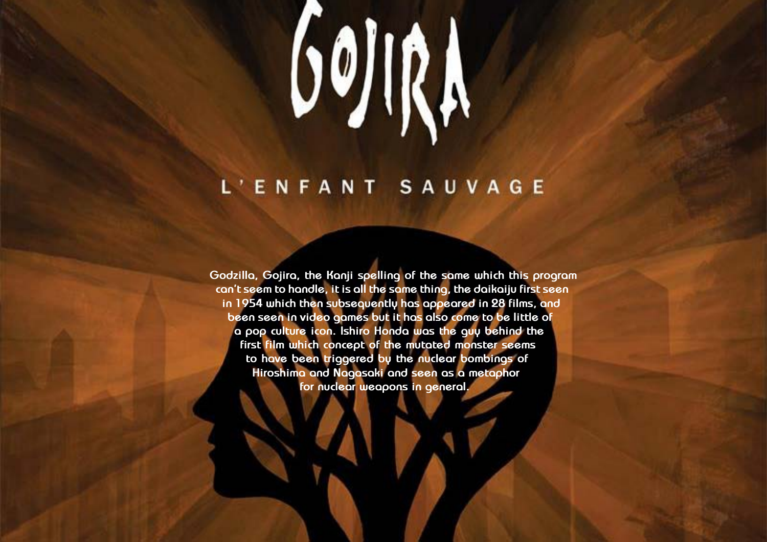# GOJIRA

## L'ENFANT SAUVAGE

Godzilla, Gojira, the Kanji spelling of the same which this program can't seem to handle, it is all the same thing, the daikaiju first seen in 1954 which then subsequently has appeared in 28 films, and been seen in video games but it has also come to be little of a pop culture icon. Ishiro Honda was the guy behind the first film which concept of the mutated monster seems to have been triggered by the nuclear bombings of Hiroshima and Nagasaki and seen as a metaphor for nuclear weapons in general.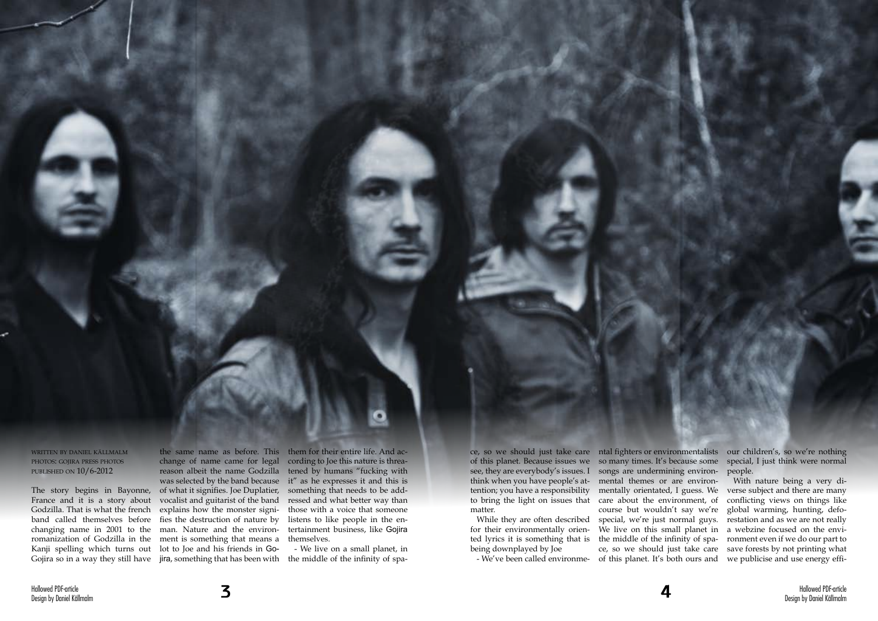WRITTEN BY DANIEL KÄLLMALM
PHOTOS: GOJIRA PRESS PHOTOS
PUBLISHED ON 10/6-2012

The story begins in Bayonne, France and it is a story about Godzilla. That is what the french band called themselves before changing name in 2001 to the romanization of Godzilla in the Kanji spelling which turns out Gojira so in a way they still have the same name as before. This change of name came for legal reason albeit the name Godzilla was selected by the band because of what it signifies. Joe Duplatier, vocalist and guitarist of the band explains how the monster signifies the destruction of nature by man. Nature and the environment is something that means a lot to Joe and his friends in Gojira, something that has been with them for their entire life. And according to Joe this nature is threatened by humans "fucking with it" as he expresses it and this is something that needs to be addressed and what better way than those with a voice that someone listens to like people in the entertainment business, like Gojira themselves.

- We live on a small planet, in the middle of the infinity of space, so we should just take care of this planet. Because issues we see, they are everybody's issues. I think when you have people's attention; you have a responsibility to bring the light on issues that matter.

While they are often described for their environmentally oriented lyrics it is something that is being downplayed by Joe

- We've been called environmental fighters or environmentalists so many times. It's because some songs are undermining environmental themes or are environmentally orientated, I guess. We care about the environment, of course but wouldn't say we're special, we're just normal guys. We live on this small planet in the middle of the infinity of space, so we should just take care of this planet. It's both ours and our children's, so we're nothing special, I just think were normal people.

With nature being a very diverse subject and there are many conflicting views on things like global warming, hunting, deforestation and as we are not really a webzine focused on the environment even if we do our part to save forests by not printing what we publicise and use energy effi-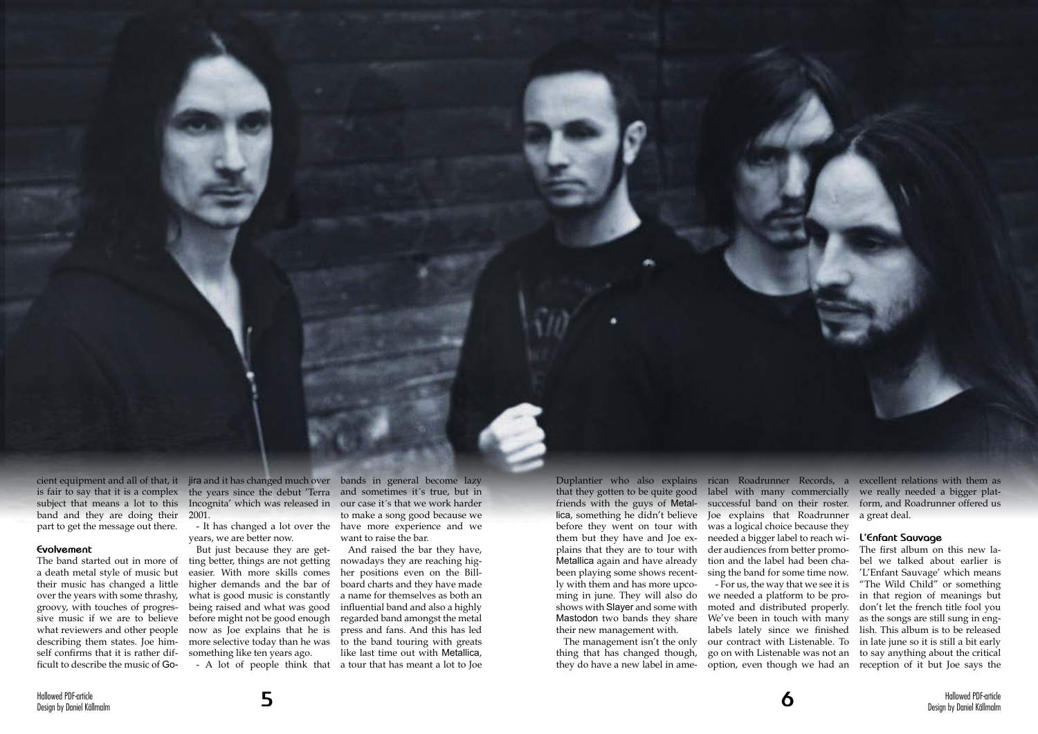cient equipment and all of that, it is fair to say that it is a complex subject that means a lot to this band and they are doing their part to get the message out there.

#### Evolvement

The band started out in more of a death metal style of music but their music has changed a little over the years with some thrashy, groovy, with touches of progressive music if we are to believe what reviewers and other people describing them states. Joe himself confirms that it is rather difficult to describe the music of Gojira and it has changed much over the years since the debut 'Terra Incognita' which was released in 2001.

- It has changed a lot over the years, we are better now.

But just because they are getting better, things are not getting easier. With more skills comes higher demands and the bar of what is good music is constantly being raised and what was good before might not be good enough now as Joe explains that he is more selective today than he was something like ten years ago.

- A lot of people think that bands in general become lazy and sometimes it´s true, but in our case it´s that we work harder to make a song good because we have more experience and we want to raise the bar.

And raised the bar they have, nowadays they are reaching higher positions even on the Billboard charts and they have made a name for themselves as both an influential band and also a highly regarded band amongst the metal press and fans. And this has led to the band touring with greats like last time out with Metallica, a tour that has meant a lot to Joe Duplantier who also explains that they gotten to be quite good friends with the guys of Metallica, something he didn't believe before they went on tour with them but they have and Joe explains that they are to tour with Metallica again and have already been playing some shows recently with them and has more upcoming in june. They will also do shows with Slayer and some with Mastodon two bands they share their new management with.

The management isn't the only thing that has changed though, they do have a new label in american Roadrunner Records, a label with many commercially successful band on their roster. Joe explains that Roadrunner was a logical choice because they needed a bigger label to reach wider audiences from better promotion and the label had been chasing the band for some time now.

- For us, the way that we see it is we needed a platform to be promoted and distributed properly. We've been in touch with many labels lately since we finished our contract with Listenable. To go on with Listenable was not an option, even though we had an excellent relations with them as we really needed a bigger platform, and Roadrunner offered us a great deal.

#### L'Enfant Sauvage

The first album on this new label we talked about earlier is 'L'Enfant Sauvage' which means "The Wild Child" or something in that region of meanings but don't let the french title fool you as the songs are still sung in english. This album is to be released in late june so it is still a bit early to say anything about the critical reception of it but Joe says the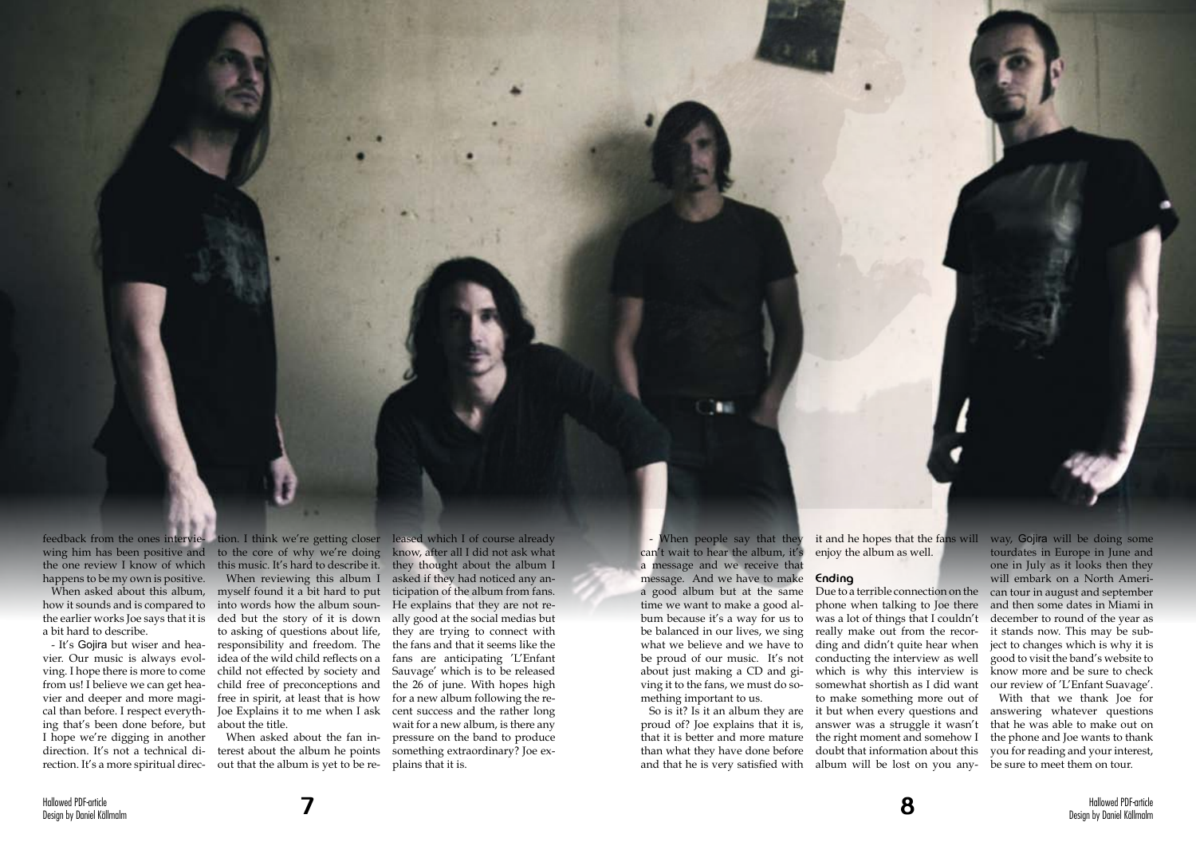feedback from the ones interviewing him has been positive and the one review I know of which happens to be my own is positive.

When asked about this album, how it sounds and is compared to the earlier works Joe says that it is a bit hard to describe.

- It's Gojira but wiser and heavier. Our music is always evolving. I hope there is more to come from us! I believe we can get heavier and deeper and more magical than before. I respect everything that's been done before, but I hope we're digging in another direction. It's not a technical direction. It's a more spiritual direction. I think we're getting closer to the core of why we're doing this music. It's hard to describe it.

When reviewing this album I myself found it a bit hard to put into words how the album sounded but the story of it is down to asking of questions about life, responsibility and freedom. The idea of the wild child reflects on a child not effected by society and child free of preconceptions and free in spirit, at least that is how Joe Explains it to me when I ask about the title.

When asked about the fan interest about the album he points out that the album is yet to be released which I of course already know, after all I did not ask what they thought about the album I asked if they had noticed any anticipation of the album from fans. He explains that they are not really good at the social medias but they are trying to connect with the fans and that it seems like the fans are anticipating 'L'Enfant Sauvage' which is to be released the 26 of june. With hopes high for a new album following the recent success and the rather long wait for a new album, is there any pressure on the band to produce something extraordinary? Joe explains that it is.

- When people say that they can't wait to hear the album, it's a message and we receive that message. And we have to make a good album but at the same time we want to make a good album because it's a way for us to be balanced in our lives, we sing what we believe and we have to be proud of our music. It's not about just making a CD and giving it to the fans, we must do something important to us.

So is it? Is it an album they are proud of? Joe explains that it is, that it is better and more mature than what they have done before and that he is very satisfied with it and he hopes that the fans will enjoy the album as well.

### Ending

Due to a terrible connection on the phone when talking to Joe there was a lot of things that I couldn't really make out from the recording and didn't quite hear when conducting the interview as well which is why this interview is somewhat shortish as I did want to make something more out of it but when every questions and answer was a struggle it wasn't the right moment and somehow I doubt that information about this album will be lost on you anyway, Gojira will be doing some tourdates in Europe in June and one in July as it looks then they will embark on a North American tour in august and september and then some dates in Miami in december to round of the year as it stands now. This may be subject to changes which is why it is good to visit the band's website to know more and be sure to check our review of 'L'Enfant Suavage'.

With that we thank Joe for answering whatever questions that he was able to make out on the phone and Joe wants to thank you for reading and your interest, be sure to meet them on tour.